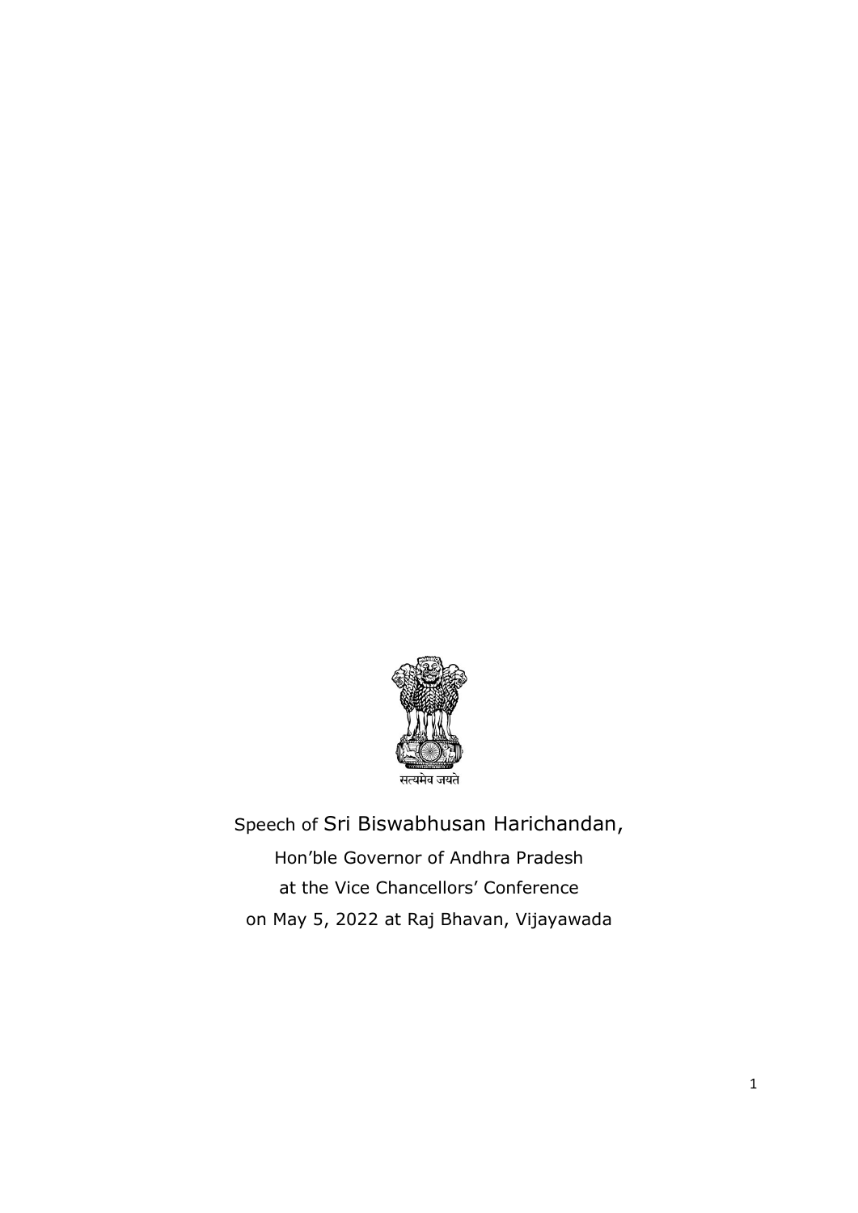सत्यमेव जयते

Speech of Sri Biswabhusan Harichandan,

Hon'ble Governor of Andhra Pradesh

at the Vice Chancellors' Conference

on May 5, 2022 at Raj Bhavan, Vijayawada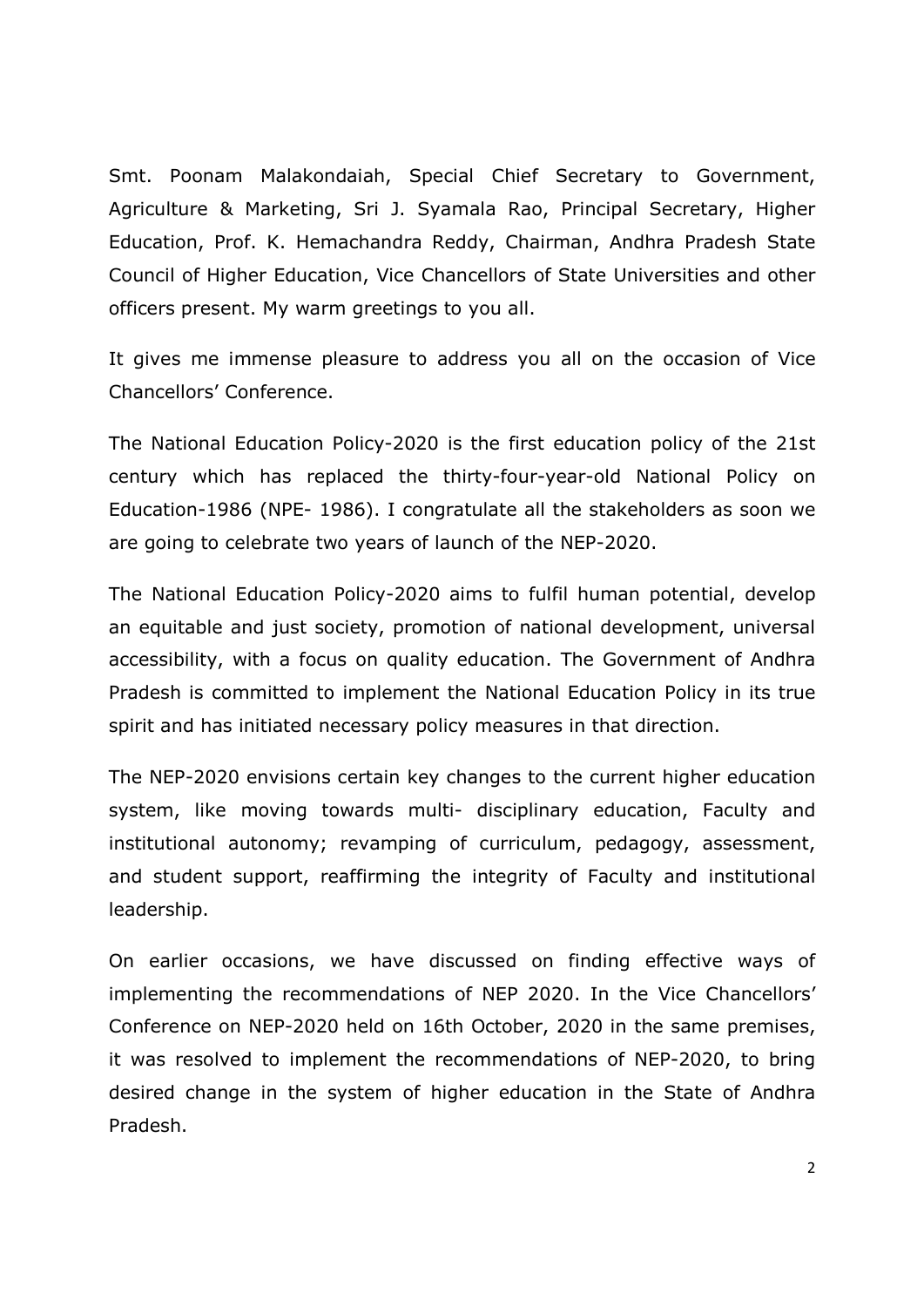Smt. Poonam Malakondaiah, Special Chief Secretary to Government, Agriculture & Marketing, Sri J. Syamala Rao, Principal Secretary, Higher Education, Prof. K. Hemachandra Reddy, Chairman, Andhra Pradesh State Council of Higher Education, Vice Chancellors of State Universities and other officers present. My warm greetings to you all.

It gives me immense pleasure to address you all on the occasion of Vice Chancellors' Conference.

The National Education Policy-2020 is the first education policy of the 21st century which has replaced the thirty-four-year-old National Policy on Education-1986 (NPE- 1986). I congratulate all the stakeholders as soon we are going to celebrate two years of launch of the NEP-2020.

The National Education Policy-2020 aims to fulfil human potential, develop an equitable and just society, promotion of national development, universal accessibility, with a focus on quality education. The Government of Andhra Pradesh is committed to implement the National Education Policy in its true spirit and has initiated necessary policy measures in that direction.

The NEP-2020 envisions certain key changes to the current higher education system, like moving towards multi- disciplinary education, Faculty and institutional autonomy; revamping of curriculum, pedagogy, assessment, and student support, reaffirming the integrity of Faculty and institutional leadership.

On earlier occasions, we have discussed on finding effective ways of implementing the recommendations of NEP 2020. In the Vice Chancellors' Conference on NEP-2020 held on 16th October, 2020 in the same premises, it was resolved to implement the recommendations of NEP-2020, to bring desired change in the system of higher education in the State of Andhra Pradesh.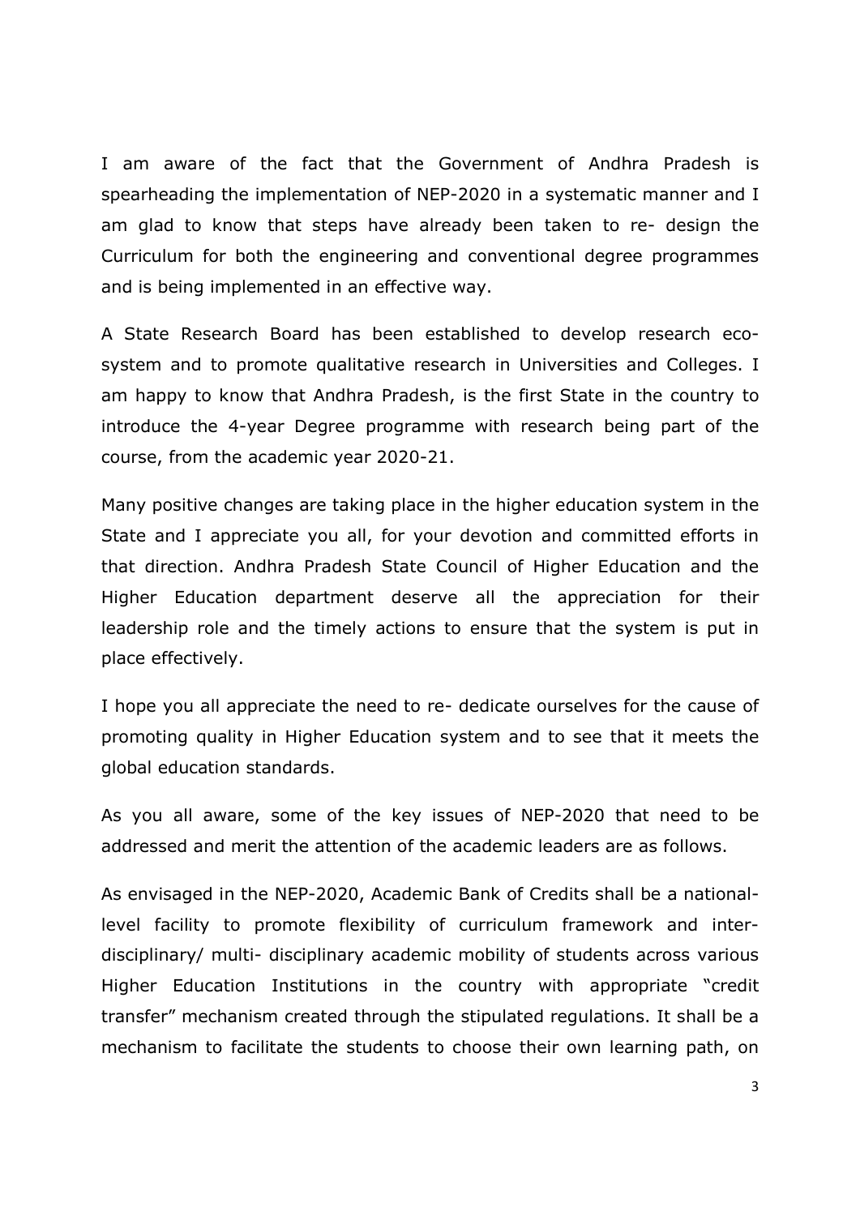I am aware of the fact that the Government of Andhra Pradesh is spearheading the implementation of NEP-2020 in a systematic manner and I am glad to know that steps have already been taken to re- design the Curriculum for both the engineering and conventional degree programmes and is being implemented in an effective way.

A State Research Board has been established to develop research eco-system and to promote qualitative research in Universities and Colleges. I am happy to know that Andhra Pradesh, is the first State in the country to introduce the 4-year Degree programme with research being part of the course, from the academic year 2020-21.

Many positive changes are taking place in the higher education system in the State and I appreciate you all, for your devotion and committed efforts in that direction. Andhra Pradesh State Council of Higher Education and the Higher Education department deserve all the appreciation for their leadership role and the timely actions to ensure that the system is put in place effectively.

I hope you all appreciate the need to re- dedicate ourselves for the cause of promoting quality in Higher Education system and to see that it meets the global education standards.

As you all aware, some of the key issues of NEP-2020 that need to be addressed and merit the attention of the academic leaders are as follows.

As envisaged in the NEP-2020, Academic Bank of Credits shall be a national-level facility to promote flexibility of curriculum framework and inter-disciplinary/ multi- disciplinary academic mobility of students across various Higher Education Institutions in the country with appropriate "credit transfer" mechanism created through the stipulated regulations. It shall be a mechanism to facilitate the students to choose their own learning path, on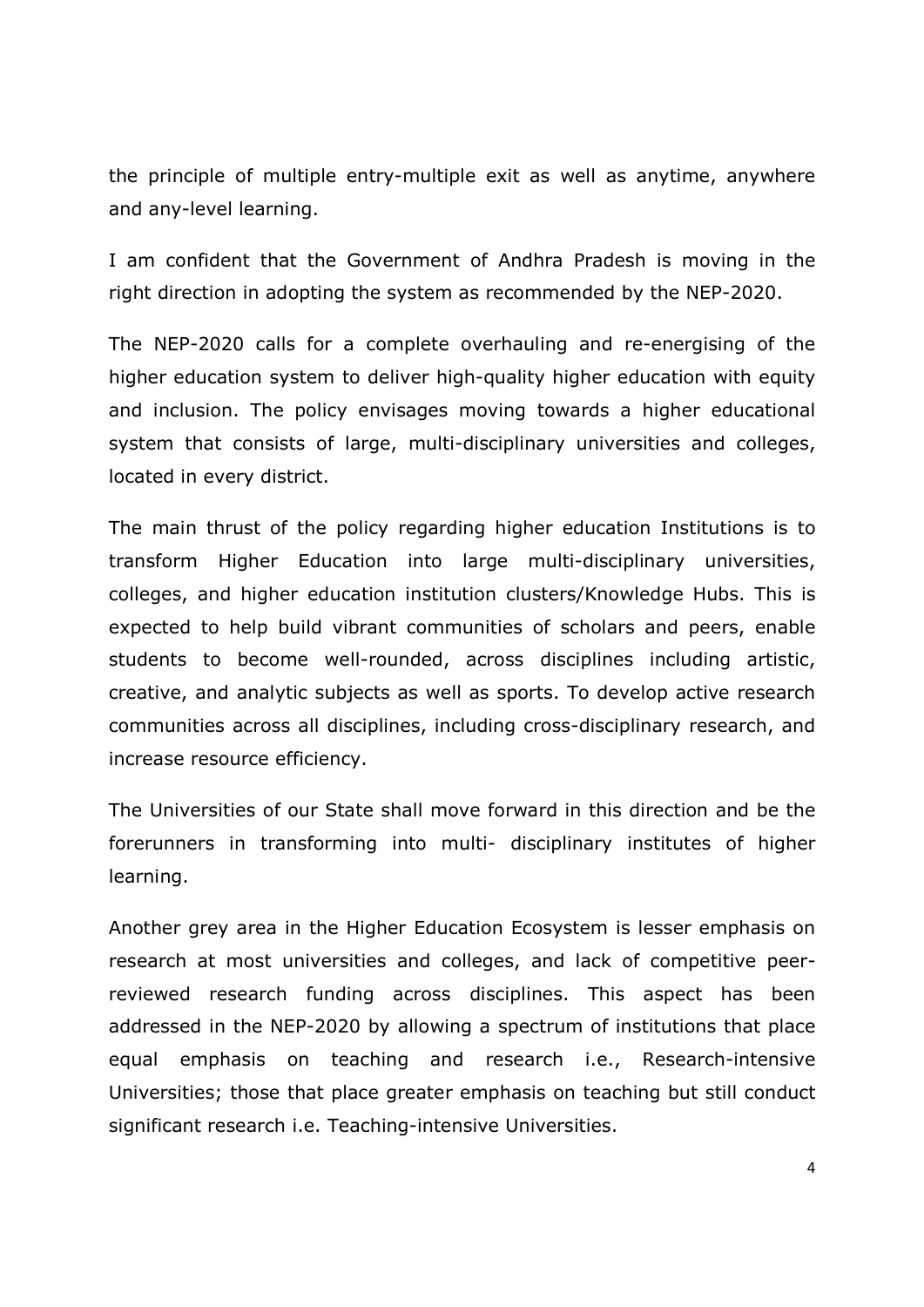the principle of multiple entry-multiple exit as well as anytime, anywhere and any-level learning.

I am confident that the Government of Andhra Pradesh is moving in the right direction in adopting the system as recommended by the NEP-2020.

The NEP-2020 calls for a complete overhauling and re-energising of the higher education system to deliver high-quality higher education with equity and inclusion. The policy envisages moving towards a higher educational system that consists of large, multi-disciplinary universities and colleges, located in every district.

The main thrust of the policy regarding higher education Institutions is to transform Higher Education into large multi-disciplinary universities, colleges, and higher education institution clusters/Knowledge Hubs. This is expected to help build vibrant communities of scholars and peers, enable students to become well-rounded, across disciplines including artistic, creative, and analytic subjects as well as sports. To develop active research communities across all disciplines, including cross-disciplinary research, and increase resource efficiency.

The Universities of our State shall move forward in this direction and be the forerunners in transforming into multi- disciplinary institutes of higher learning.

Another grey area in the Higher Education Ecosystem is lesser emphasis on research at most universities and colleges, and lack of competitive peer-reviewed research funding across disciplines. This aspect has been addressed in the NEP-2020 by allowing a spectrum of institutions that place equal emphasis on teaching and research i.e., Research-intensive Universities; those that place greater emphasis on teaching but still conduct significant research i.e. Teaching-intensive Universities.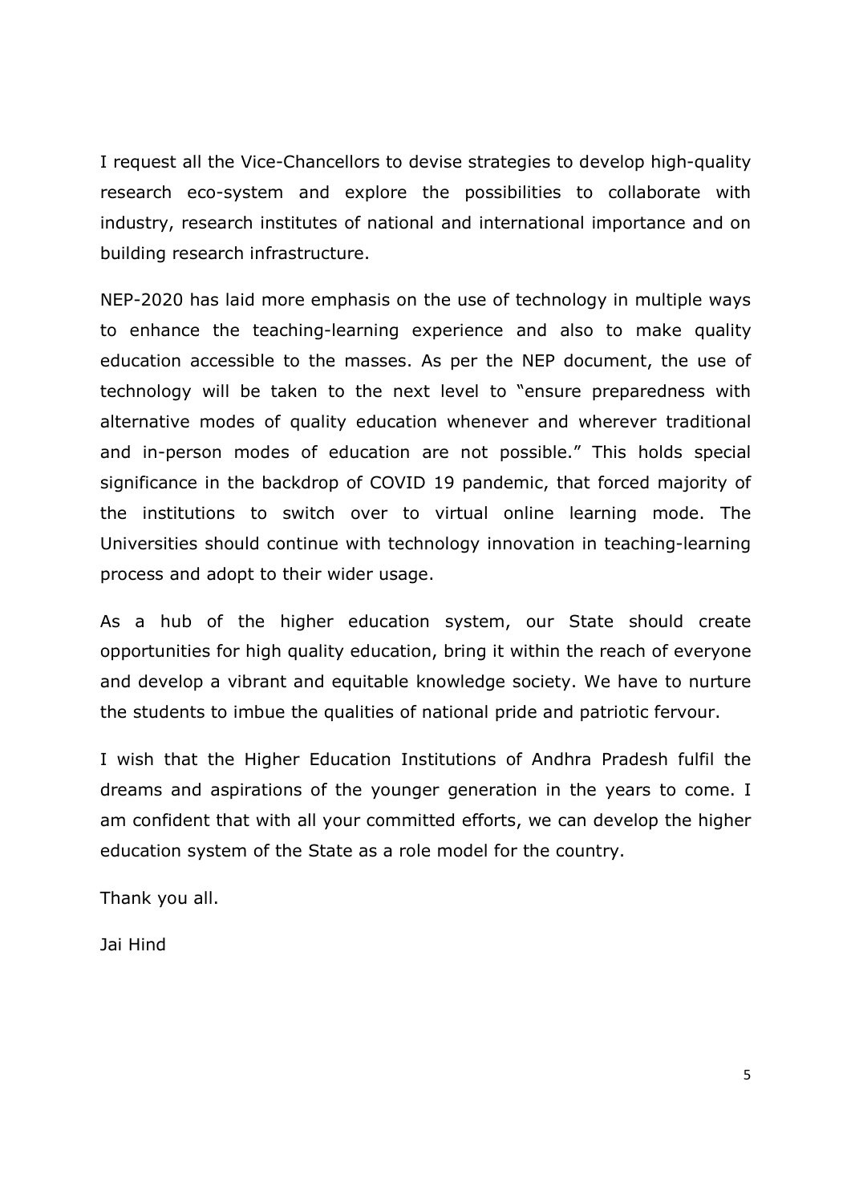I request all the Vice-Chancellors to devise strategies to develop high-quality research eco-system and explore the possibilities to collaborate with industry, research institutes of national and international importance and on building research infrastructure.

NEP-2020 has laid more emphasis on the use of technology in multiple ways to enhance the teaching-learning experience and also to make quality education accessible to the masses. As per the NEP document, the use of technology will be taken to the next level to "ensure preparedness with alternative modes of quality education whenever and wherever traditional and in-person modes of education are not possible." This holds special significance in the backdrop of COVID 19 pandemic, that forced majority of the institutions to switch over to virtual online learning mode. The Universities should continue with technology innovation in teaching-learning process and adopt to their wider usage.

As a hub of the higher education system, our State should create opportunities for high quality education, bring it within the reach of everyone and develop a vibrant and equitable knowledge society. We have to nurture the students to imbue the qualities of national pride and patriotic fervour.

I wish that the Higher Education Institutions of Andhra Pradesh fulfil the dreams and aspirations of the younger generation in the years to come. I am confident that with all your committed efforts, we can develop the higher education system of the State as a role model for the country.

Thank you all.

Jai Hind